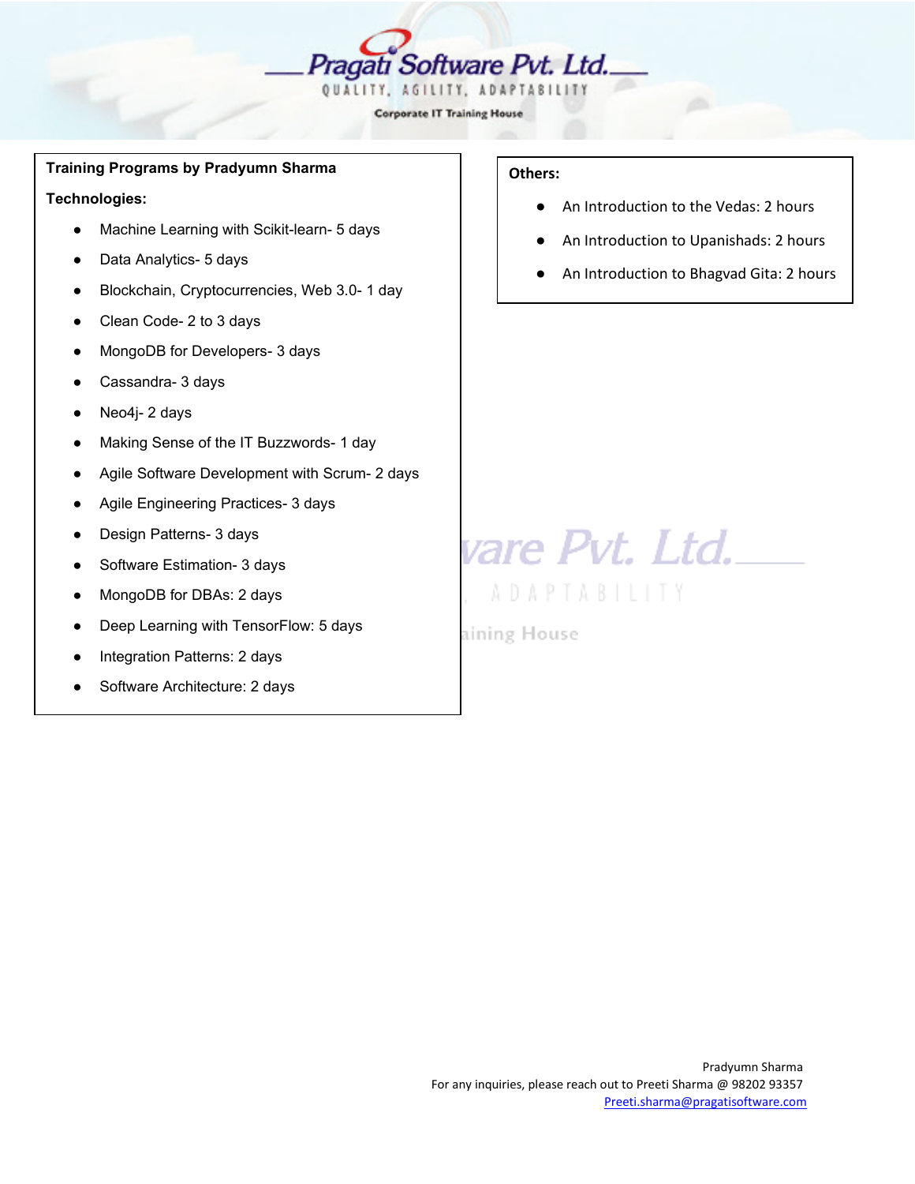**Training Programs by Pradyumn Sharma**

**Technologies:**

- Machine Learning with Scikit-learn- 5 days
- Data Analytics- 5 days
- Blockchain, Cryptocurrencies, Web 3.0- 1 day
- Clean Code- 2 to 3 days
- MongoDB for Developers- 3 days
- Cassandra- 3 days
- Neo4j- 2 days
- Making Sense of the IT Buzzwords- 1 day
- Agile Software Development with Scrum- 2 days
- Agile Engineering Practices- 3 days
- Design Patterns- 3 days
- Software Estimation- 3 days
- MongoDB for DBAs: 2 days
- Deep Learning with TensorFlow: 5 days
- Integration Patterns: 2 days
- Software Architecture: 2 days

**Others:**

- An Introduction to the Vedas: 2 hours
- An Introduction to Upanishads: 2 hours
- An Introduction to Bhagvad Gita: 2 hours

Pradyumn Sharma
For any inquiries, please reach out to Preeti Sharma @ 98202 93357
Preeti.sharma@pragatisoftware.com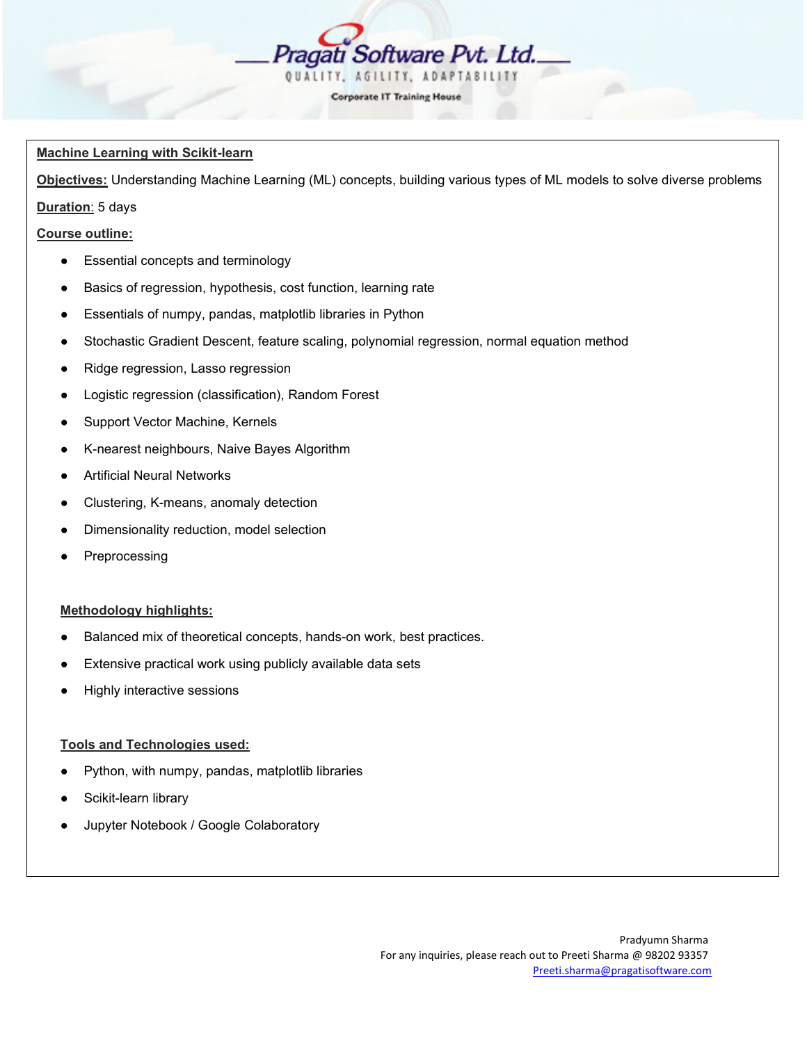# Machine Learning with Scikit-learn

**Objectives:** Understanding Machine Learning (ML) concepts, building various types of ML models to solve diverse problems

**Duration**: 5 days

**Course outline:**

- Essential concepts and terminology
- Basics of regression, hypothesis, cost function, learning rate
- Essentials of numpy, pandas, matplotlib libraries in Python
- Stochastic Gradient Descent, feature scaling, polynomial regression, normal equation method
- Ridge regression, Lasso regression
- Logistic regression (classification), Random Forest
- Support Vector Machine, Kernels
- K-nearest neighbours, Naive Bayes Algorithm
- Artificial Neural Networks
- Clustering, K-means, anomaly detection
- Dimensionality reduction, model selection
- Preprocessing

**Methodology highlights:**

- Balanced mix of theoretical concepts, hands-on work, best practices.
- Extensive practical work using publicly available data sets
- Highly interactive sessions

**Tools and Technologies used:**

- Python, with numpy, pandas, matplotlib libraries
- Scikit-learn library
- Jupyter Notebook / Google Colaboratory

Pradyumn Sharma
For any inquiries, please reach out to Preeti Sharma @ 98202 93357
Preeti.sharma@pragatisoftware.com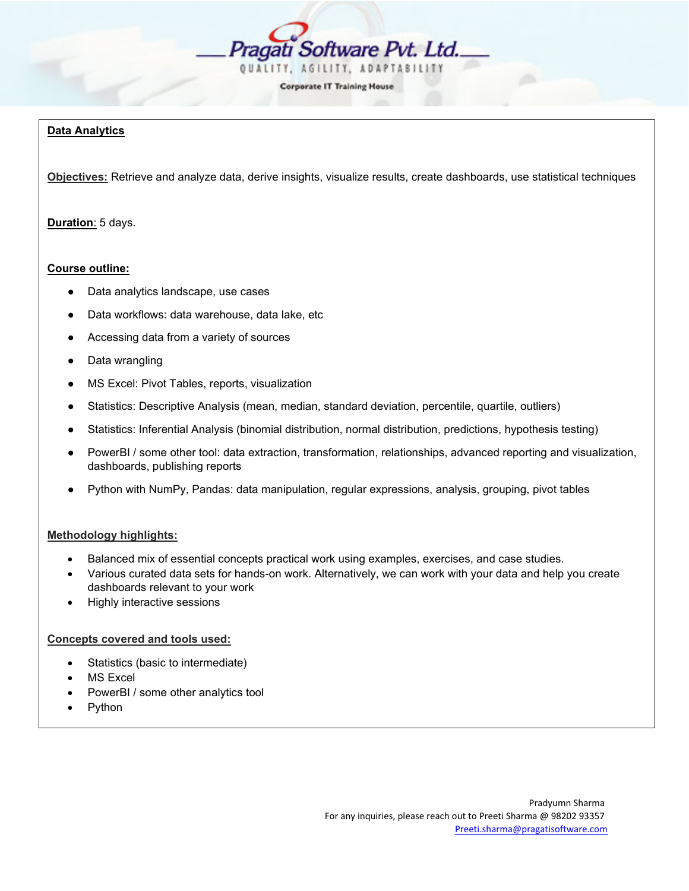## Data Analytics

**Objectives:** Retrieve and analyze data, derive insights, visualize results, create dashboards, use statistical techniques

**Duration**: 5 days.

**Course outline:**

- Data analytics landscape, use cases
- Data workflows: data warehouse, data lake, etc
- Accessing data from a variety of sources
- Data wrangling
- MS Excel: Pivot Tables, reports, visualization
- Statistics: Descriptive Analysis (mean, median, standard deviation, percentile, quartile, outliers)
- Statistics: Inferential Analysis (binomial distribution, normal distribution, predictions, hypothesis testing)
- PowerBI / some other tool: data extraction, transformation, relationships, advanced reporting and visualization, dashboards, publishing reports
- Python with NumPy, Pandas: data manipulation, regular expressions, analysis, grouping, pivot tables

**Methodology highlights:**

- Balanced mix of essential concepts practical work using examples, exercises, and case studies.
- Various curated data sets for hands-on work. Alternatively, we can work with your data and help you create dashboards relevant to your work
- Highly interactive sessions

**Concepts covered and tools used:**

- Statistics (basic to intermediate)
- MS Excel
- PowerBI / some other analytics tool
- Python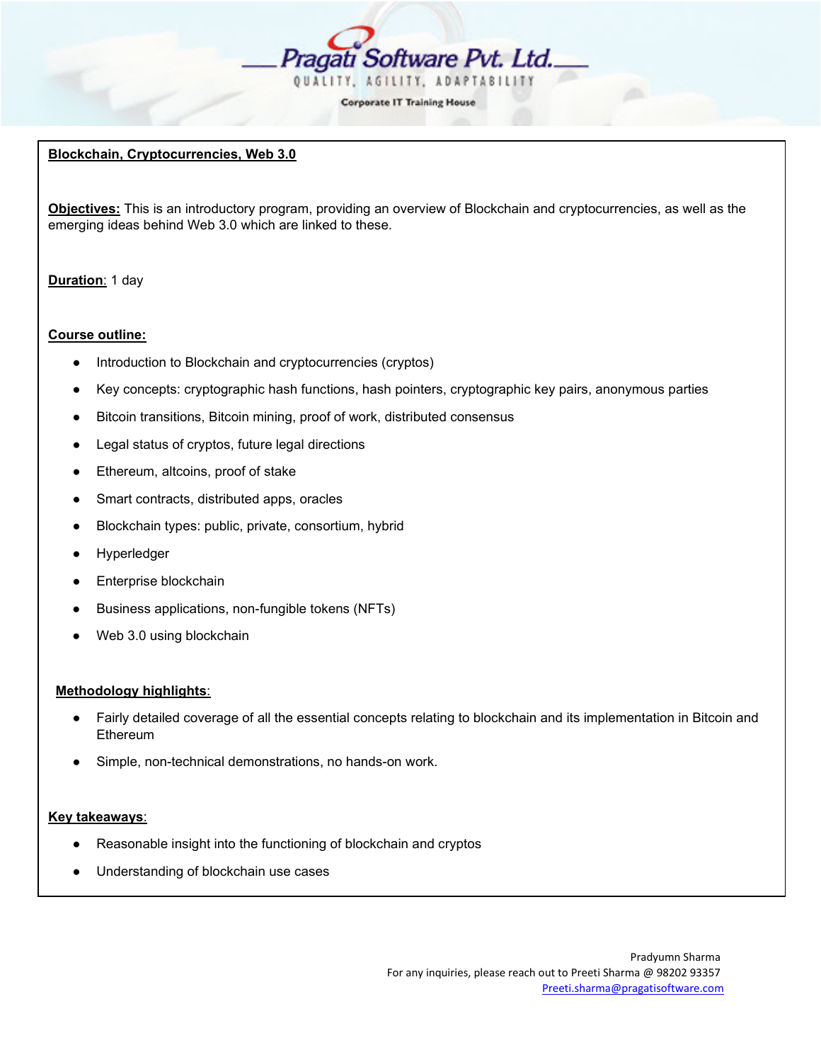# Blockchain, Cryptocurrencies, Web 3.0

**Objectives:** This is an introductory program, providing an overview of Blockchain and cryptocurrencies, as well as the emerging ideas behind Web 3.0 which are linked to these.

**Duration**: 1 day

**Course outline:**

- Introduction to Blockchain and cryptocurrencies (cryptos)
- Key concepts: cryptographic hash functions, hash pointers, cryptographic key pairs, anonymous parties
- Bitcoin transitions, Bitcoin mining, proof of work, distributed consensus
- Legal status of cryptos, future legal directions
- Ethereum, altcoins, proof of stake
- Smart contracts, distributed apps, oracles
- Blockchain types: public, private, consortium, hybrid
- Hyperledger
- Enterprise blockchain
- Business applications, non-fungible tokens (NFTs)
- Web 3.0 using blockchain

**Methodology highlights**:

- Fairly detailed coverage of all the essential concepts relating to blockchain and its implementation in Bitcoin and Ethereum
- Simple, non-technical demonstrations, no hands-on work.

**Key takeaways**:

- Reasonable insight into the functioning of blockchain and cryptos
- Understanding of blockchain use cases

Pradyumn Sharma
For any inquiries, please reach out to Preeti Sharma @ 98202 93357
Preeti.sharma@pragatisoftware.com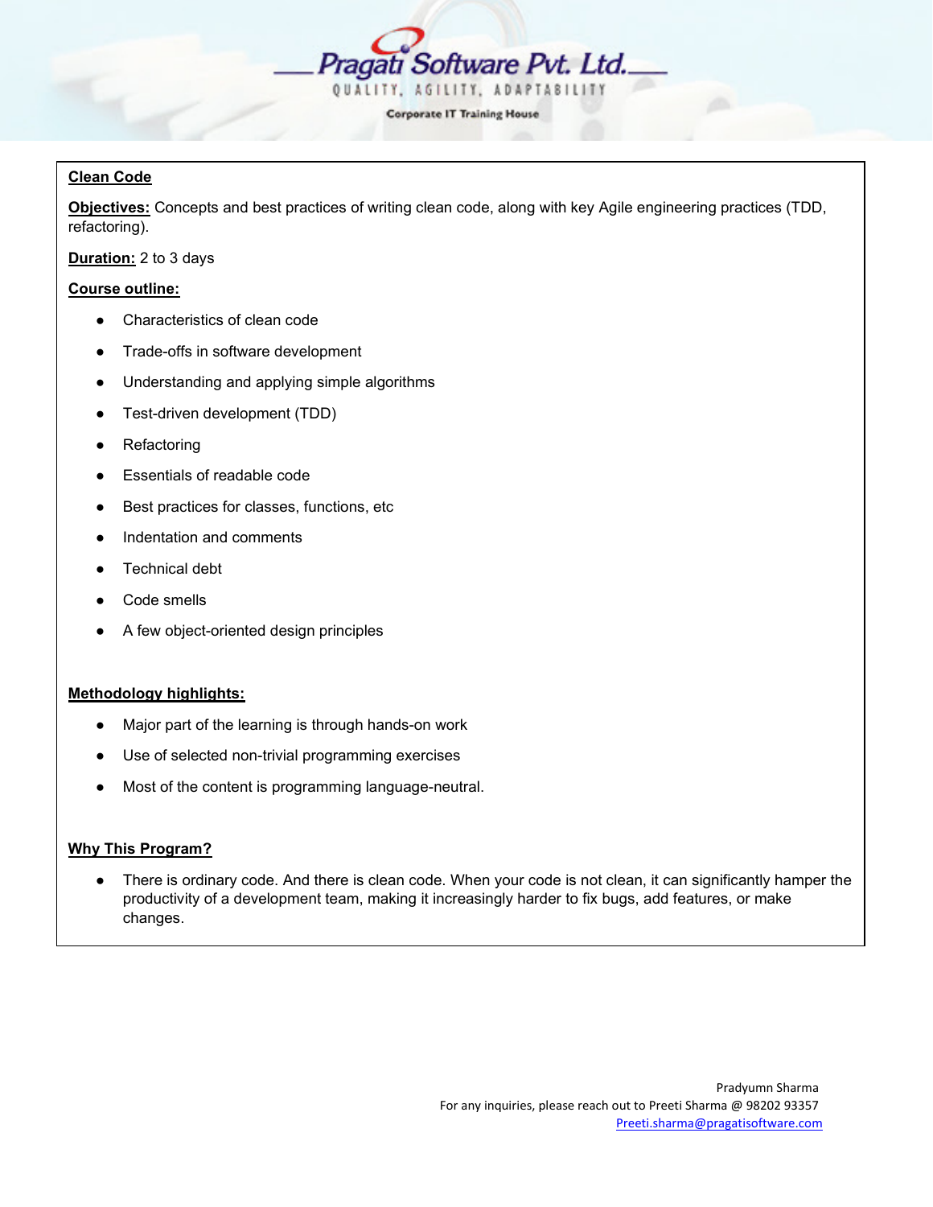## Clean Code

**Objectives:** Concepts and best practices of writing clean code, along with key Agile engineering practices (TDD, refactoring).

**Duration:** 2 to 3 days

**Course outline:**

- Characteristics of clean code
- Trade-offs in software development
- Understanding and applying simple algorithms
- Test-driven development (TDD)
- Refactoring
- Essentials of readable code
- Best practices for classes, functions, etc
- Indentation and comments
- Technical debt
- Code smells
- A few object-oriented design principles

**Methodology highlights:**

- Major part of the learning is through hands-on work
- Use of selected non-trivial programming exercises
- Most of the content is programming language-neutral.

**Why This Program?**

- There is ordinary code. And there is clean code. When your code is not clean, it can significantly hamper the productivity of a development team, making it increasingly harder to fix bugs, add features, or make changes.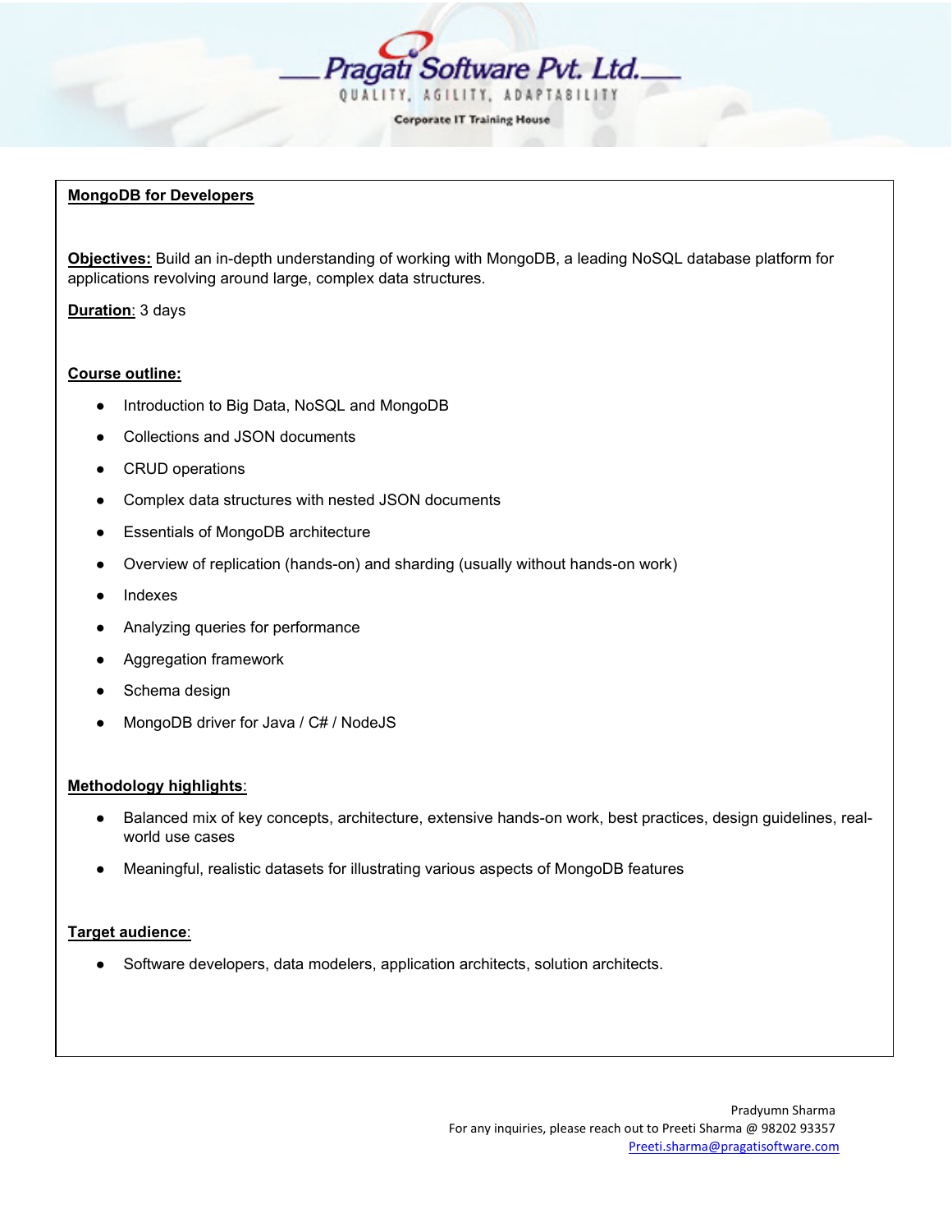# Pragati Software Pvt. Ltd.

QUALITY, AGILITY, ADAPTABILITY

Corporate IT Training House

## MongoDB for Developers

**Objectives:** Build an in-depth understanding of working with MongoDB, a leading NoSQL database platform for applications revolving around large, complex data structures.

**Duration**: 3 days

**Course outline:**

- Introduction to Big Data, NoSQL and MongoDB
- Collections and JSON documents
- CRUD operations
- Complex data structures with nested JSON documents
- Essentials of MongoDB architecture
- Overview of replication (hands-on) and sharding (usually without hands-on work)
- Indexes
- Analyzing queries for performance
- Aggregation framework
- Schema design
- MongoDB driver for Java / C# / NodeJS

**Methodology highlights**:

- Balanced mix of key concepts, architecture, extensive hands-on work, best practices, design guidelines, real-world use cases
- Meaningful, realistic datasets for illustrating various aspects of MongoDB features

**Target audience**:

- Software developers, data modelers, application architects, solution architects.

Pradyumn Sharma
For any inquiries, please reach out to Preeti Sharma @ 98202 93357
Preeti.sharma@pragatisoftware.com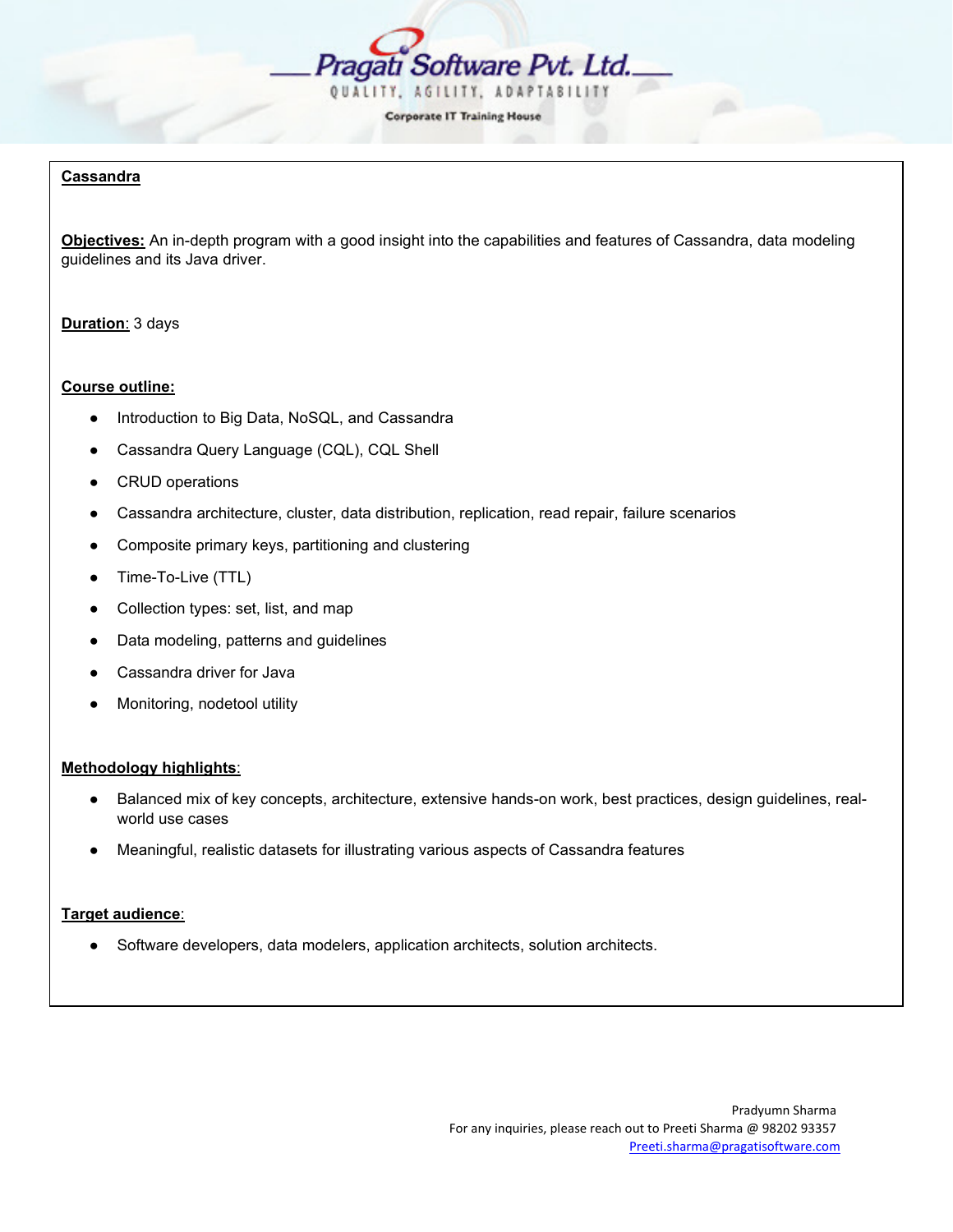# Cassandra

**Objectives:** An in-depth program with a good insight into the capabilities and features of Cassandra, data modeling guidelines and its Java driver.

**Duration:** 3 days

**Course outline:**

- Introduction to Big Data, NoSQL, and Cassandra
- Cassandra Query Language (CQL), CQL Shell
- CRUD operations
- Cassandra architecture, cluster, data distribution, replication, read repair, failure scenarios
- Composite primary keys, partitioning and clustering
- Time-To-Live (TTL)
- Collection types: set, list, and map
- Data modeling, patterns and guidelines
- Cassandra driver for Java
- Monitoring, nodetool utility

**Methodology highlights:**

- Balanced mix of key concepts, architecture, extensive hands-on work, best practices, design guidelines, real-world use cases
- Meaningful, realistic datasets for illustrating various aspects of Cassandra features

**Target audience:**

- Software developers, data modelers, application architects, solution architects.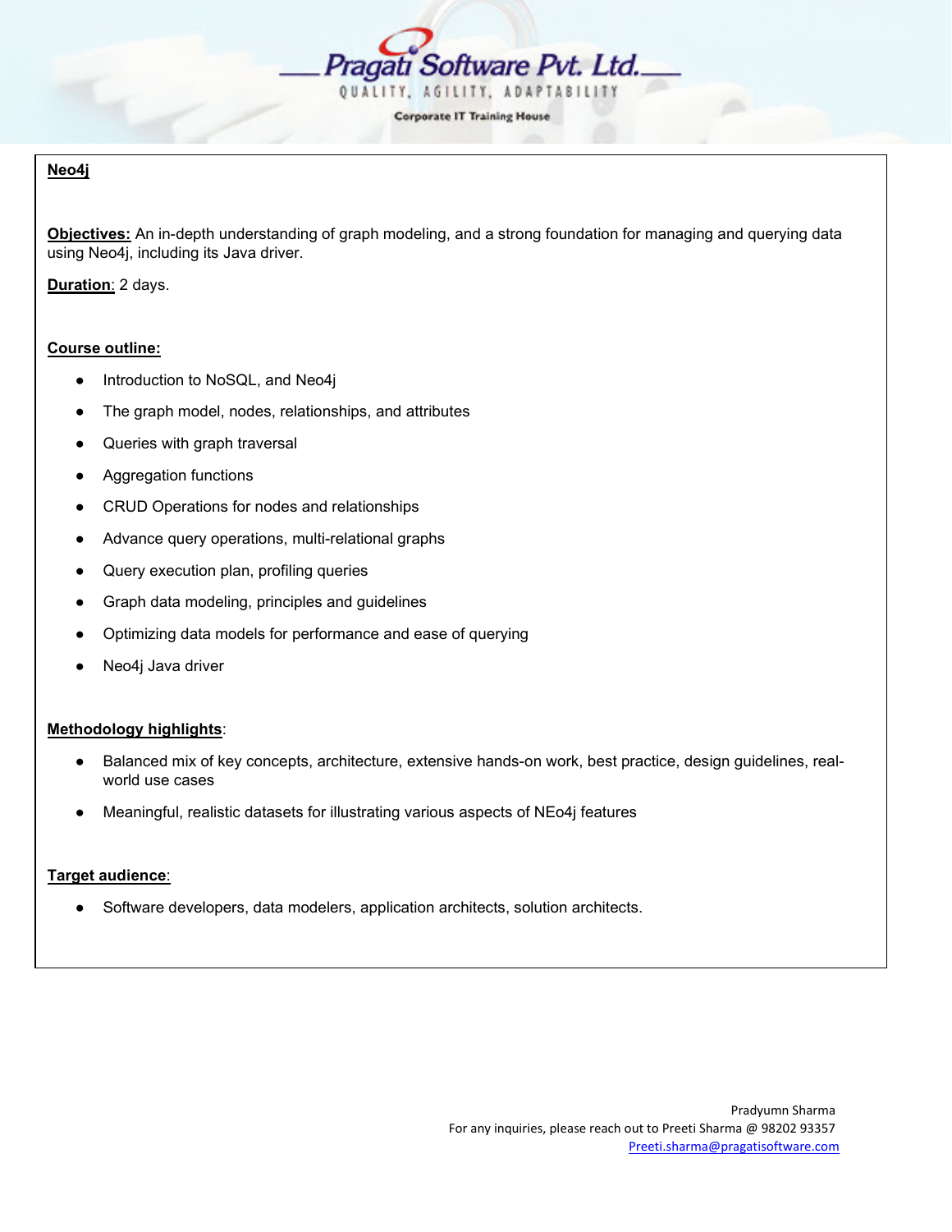## Neo4j

**Objectives:** An in-depth understanding of graph modeling, and a strong foundation for managing and querying data using Neo4j, including its Java driver.

**Duration**: 2 days.

**Course outline:**

- Introduction to NoSQL, and Neo4j
- The graph model, nodes, relationships, and attributes
- Queries with graph traversal
- Aggregation functions
- CRUD Operations for nodes and relationships
- Advance query operations, multi-relational graphs
- Query execution plan, profiling queries
- Graph data modeling, principles and guidelines
- Optimizing data models for performance and ease of querying
- Neo4j Java driver

**Methodology highlights**:

- Balanced mix of key concepts, architecture, extensive hands-on work, best practice, design guidelines, real-world use cases
- Meaningful, realistic datasets for illustrating various aspects of NEo4j features

**Target audience**:

- Software developers, data modelers, application architects, solution architects.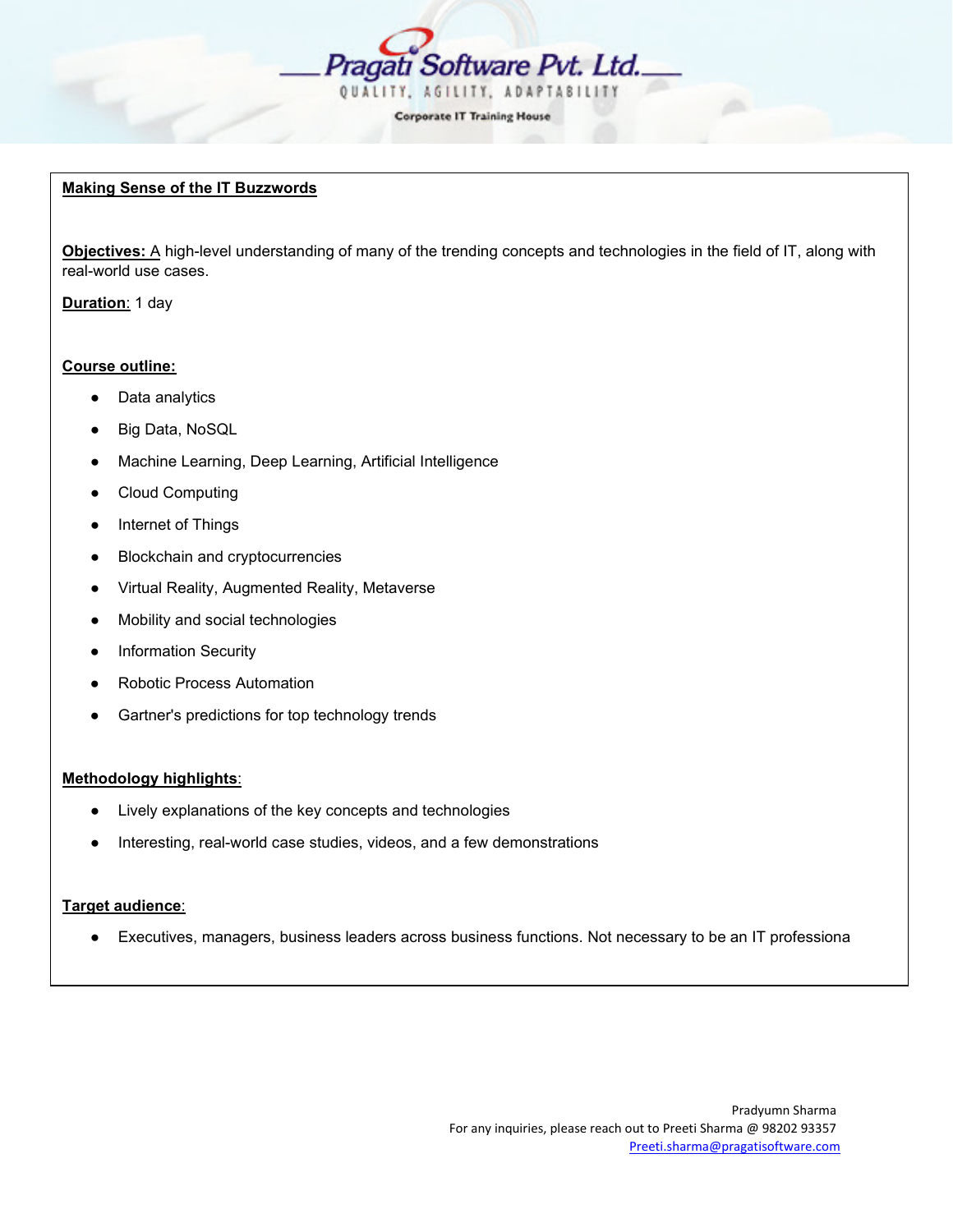Pragati Software Pvt. Ltd.

QUALITY, AGILITY, ADAPTABILITY

Corporate IT Training House

## Making Sense of the IT Buzzwords

**Objectives:** A high-level understanding of many of the trending concepts and technologies in the field of IT, along with real-world use cases.

**Duration**: 1 day

**Course outline:**

- Data analytics
- Big Data, NoSQL
- Machine Learning, Deep Learning, Artificial Intelligence
- Cloud Computing
- Internet of Things
- Blockchain and cryptocurrencies
- Virtual Reality, Augmented Reality, Metaverse
- Mobility and social technologies
- Information Security
- Robotic Process Automation
- Gartner's predictions for top technology trends

**Methodology highlights**:

- Lively explanations of the key concepts and technologies
- Interesting, real-world case studies, videos, and a few demonstrations

**Target audience**:

- Executives, managers, business leaders across business functions. Not necessary to be an IT professiona

Pradyumn Sharma
For any inquiries, please reach out to Preeti Sharma @ 98202 93357
Preeti.sharma@pragatisoftware.com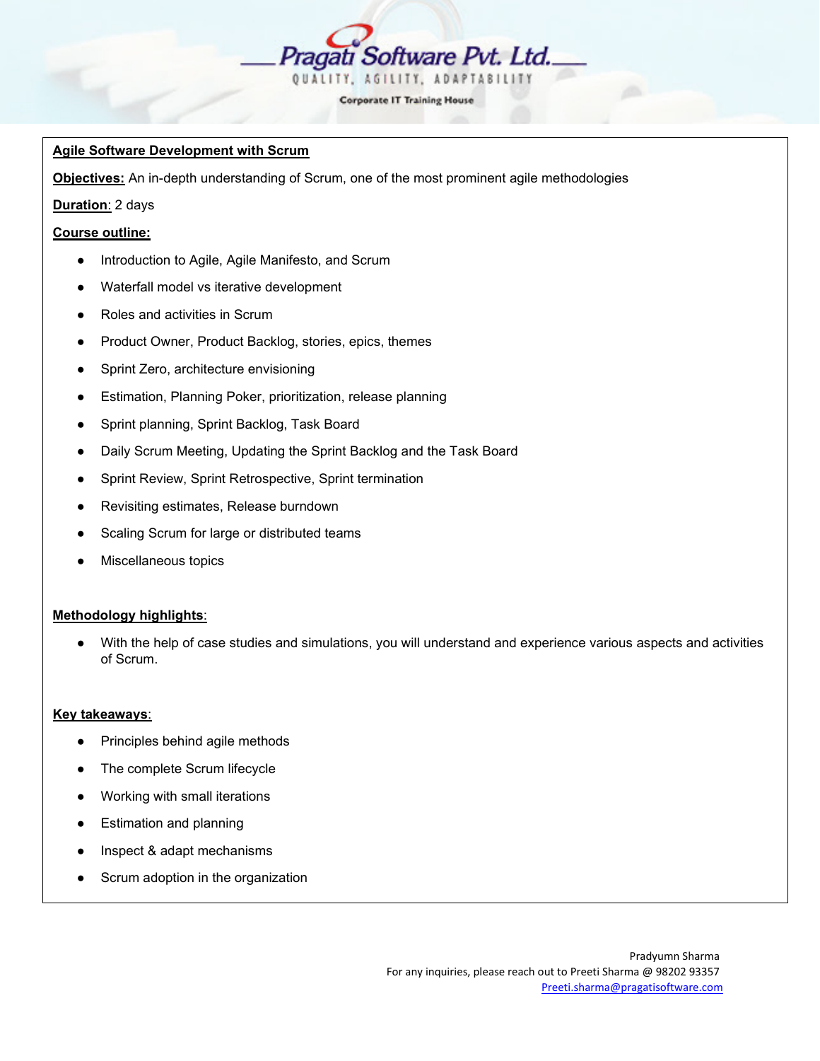# Agile Software Development with Scrum

**Objectives:** An in-depth understanding of Scrum, one of the most prominent agile methodologies

**Duration:** 2 days

**Course outline:**

- Introduction to Agile, Agile Manifesto, and Scrum
- Waterfall model vs iterative development
- Roles and activities in Scrum
- Product Owner, Product Backlog, stories, epics, themes
- Sprint Zero, architecture envisioning
- Estimation, Planning Poker, prioritization, release planning
- Sprint planning, Sprint Backlog, Task Board
- Daily Scrum Meeting, Updating the Sprint Backlog and the Task Board
- Sprint Review, Sprint Retrospective, Sprint termination
- Revisiting estimates, Release burndown
- Scaling Scrum for large or distributed teams
- Miscellaneous topics

**Methodology highlights**:

- With the help of case studies and simulations, you will understand and experience various aspects and activities of Scrum.

**Key takeaways**:

- Principles behind agile methods
- The complete Scrum lifecycle
- Working with small iterations
- Estimation and planning
- Inspect & adapt mechanisms
- Scrum adoption in the organization

Pradyumn Sharma
For any inquiries, please reach out to Preeti Sharma @ 98202 93357
Preeti.sharma@pragatisoftware.com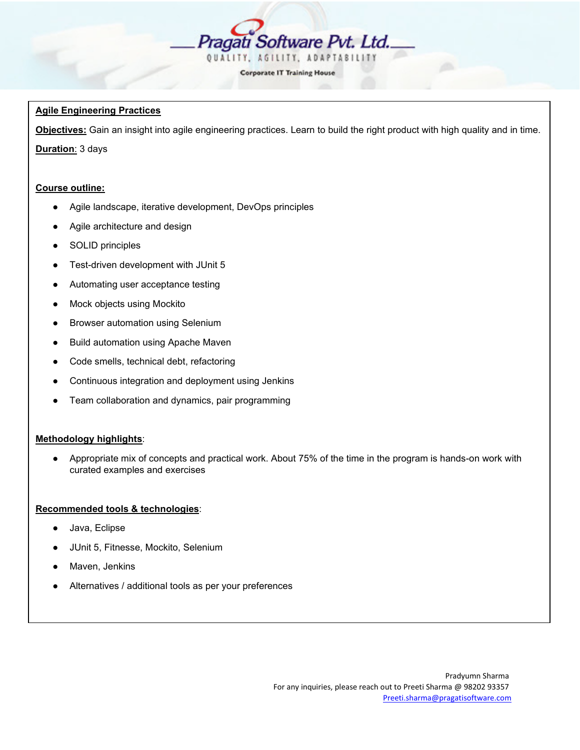# Agile Engineering Practices

**Objectives:** Gain an insight into agile engineering practices. Learn to build the right product with high quality and in time.

**Duration**: 3 days

**Course outline:**

- Agile landscape, iterative development, DevOps principles
- Agile architecture and design
- SOLID principles
- Test-driven development with JUnit 5
- Automating user acceptance testing
- Mock objects using Mockito
- Browser automation using Selenium
- Build automation using Apache Maven
- Code smells, technical debt, refactoring
- Continuous integration and deployment using Jenkins
- Team collaboration and dynamics, pair programming

**Methodology highlights**:

- Appropriate mix of concepts and practical work. About 75% of the time in the program is hands-on work with curated examples and exercises

**Recommended tools & technologies**:

- Java, Eclipse
- JUnit 5, Fitnesse, Mockito, Selenium
- Maven, Jenkins
- Alternatives / additional tools as per your preferences

Pradyumn Sharma
For any inquiries, please reach out to Preeti Sharma @ 98202 93357
Preeti.sharma@pragatisoftware.com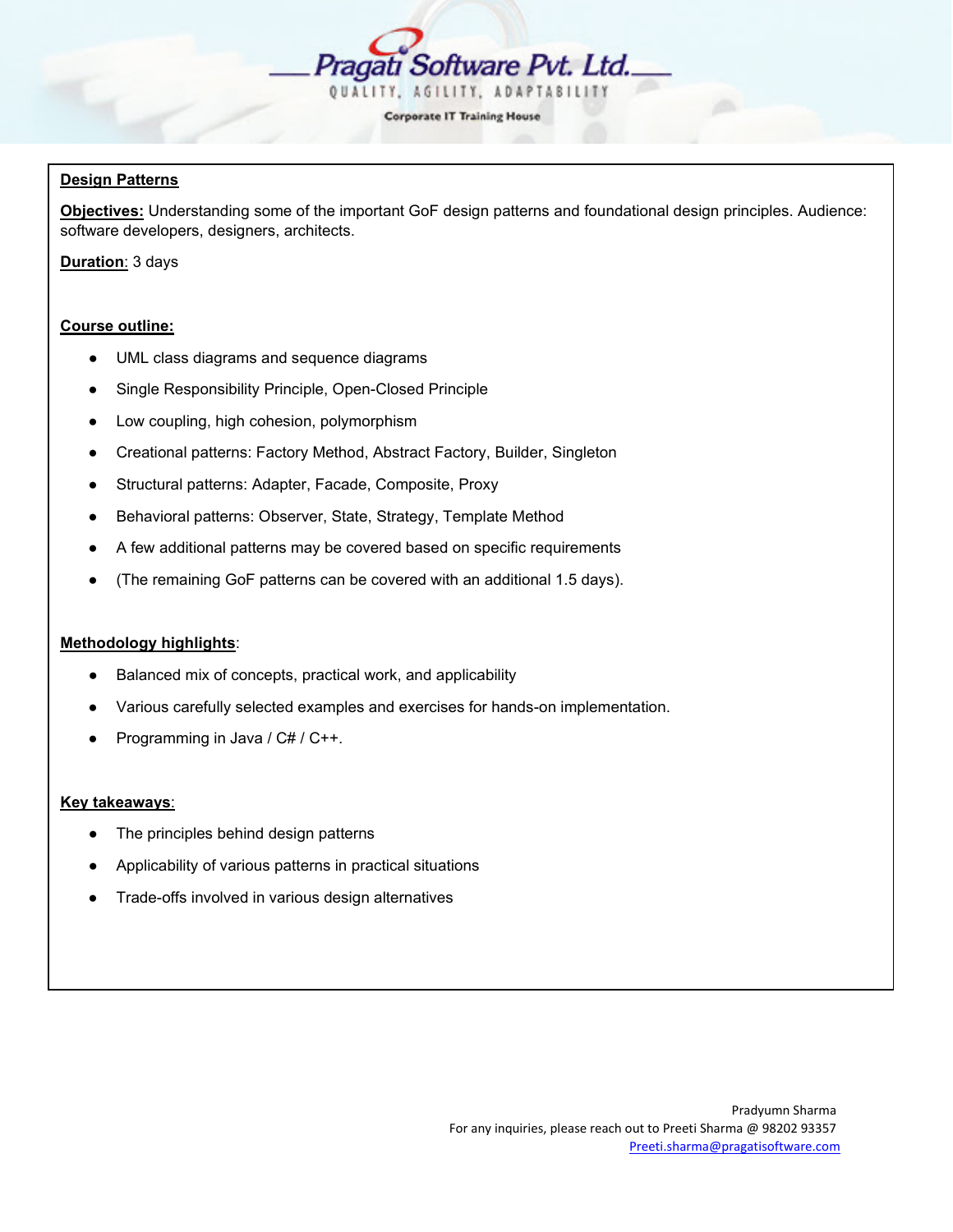## Design Patterns

**Objectives:** Understanding some of the important GoF design patterns and foundational design principles. Audience: software developers, designers, architects.

**Duration**: 3 days

**Course outline:**

- UML class diagrams and sequence diagrams
- Single Responsibility Principle, Open-Closed Principle
- Low coupling, high cohesion, polymorphism
- Creational patterns: Factory Method, Abstract Factory, Builder, Singleton
- Structural patterns: Adapter, Facade, Composite, Proxy
- Behavioral patterns: Observer, State, Strategy, Template Method
- A few additional patterns may be covered based on specific requirements
- (The remaining GoF patterns can be covered with an additional 1.5 days).

**Methodology highlights**:

- Balanced mix of concepts, practical work, and applicability
- Various carefully selected examples and exercises for hands-on implementation.
- Programming in Java / C# / C++.

**Key takeaways**:

- The principles behind design patterns
- Applicability of various patterns in practical situations
- Trade-offs involved in various design alternatives

Pradyumn Sharma
For any inquiries, please reach out to Preeti Sharma @ 98202 93357
Preeti.sharma@pragatisoftware.com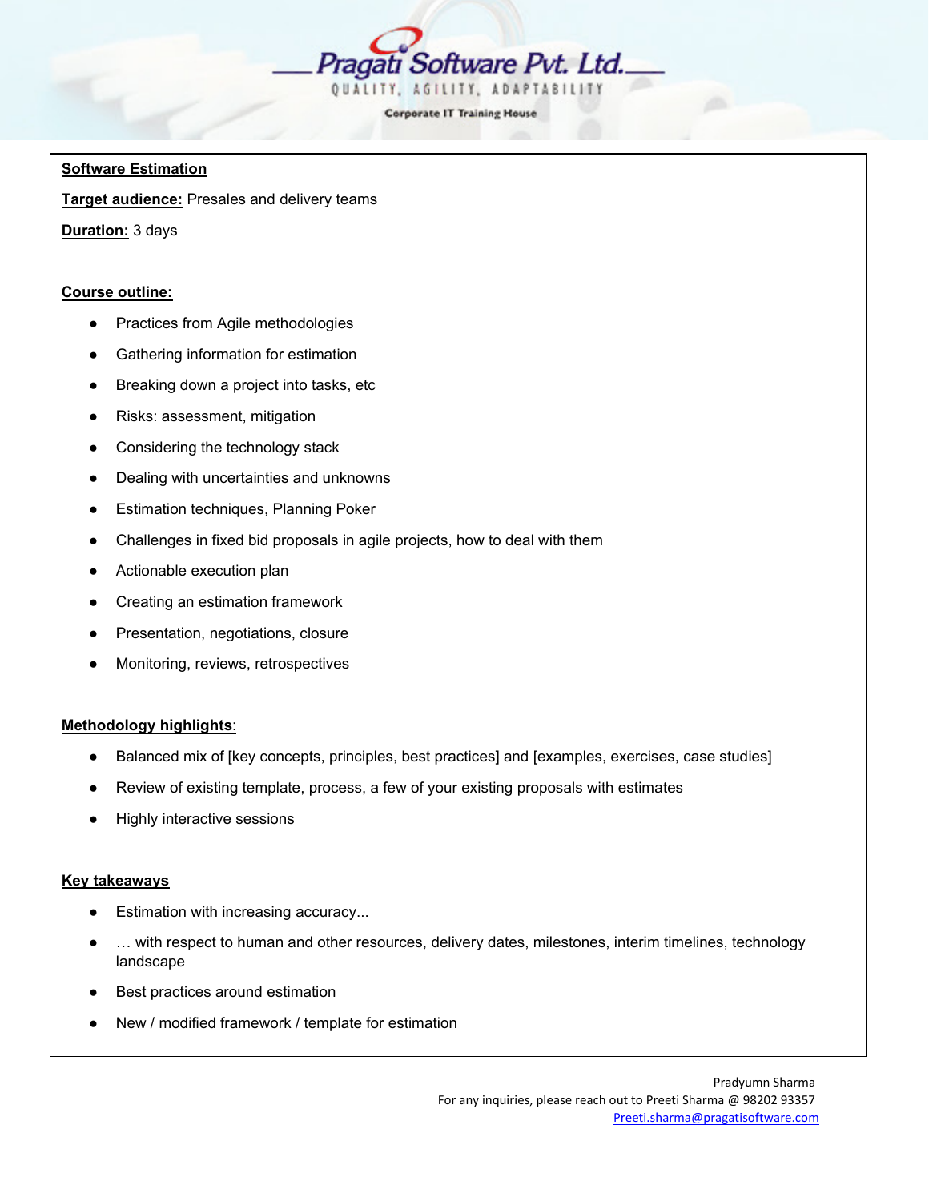## Software Estimation

**Target audience:** Presales and delivery teams

**Duration:** 3 days

### Course outline:

- Practices from Agile methodologies
- Gathering information for estimation
- Breaking down a project into tasks, etc
- Risks: assessment, mitigation
- Considering the technology stack
- Dealing with uncertainties and unknowns
- Estimation techniques, Planning Poker
- Challenges in fixed bid proposals in agile projects, how to deal with them
- Actionable execution plan
- Creating an estimation framework
- Presentation, negotiations, closure
- Monitoring, reviews, retrospectives

### Methodology highlights:

- Balanced mix of [key concepts, principles, best practices] and [examples, exercises, case studies]
- Review of existing template, process, a few of your existing proposals with estimates
- Highly interactive sessions

### Key takeaways

- Estimation with increasing accuracy...
- … with respect to human and other resources, delivery dates, milestones, interim timelines, technology landscape
- Best practices around estimation
- New / modified framework / template for estimation

Pradyumn Sharma
For any inquiries, please reach out to Preeti Sharma @ 98202 93357
Preeti.sharma@pragatisoftware.com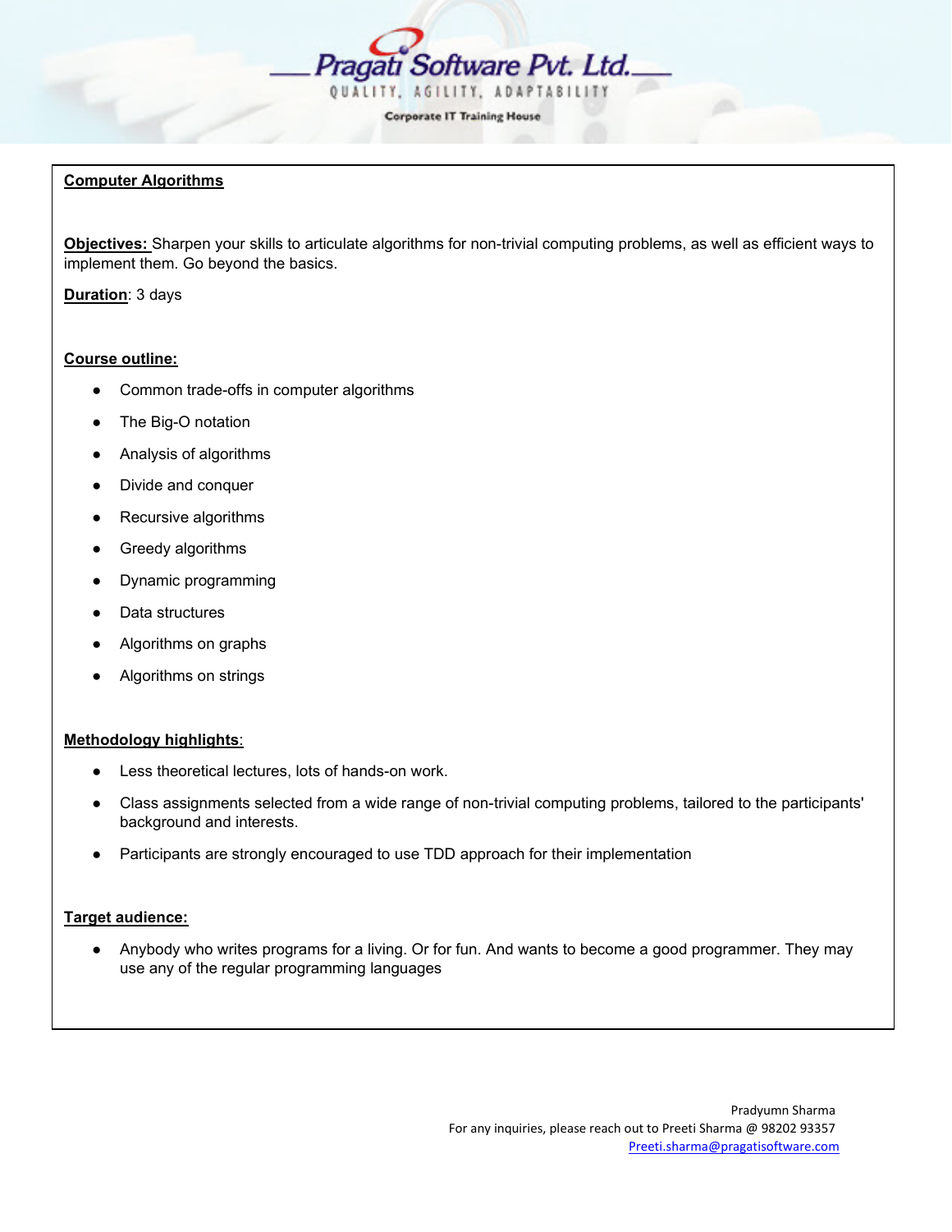**Pragati Software Pvt. Ltd.**
QUALITY, AGILITY, ADAPTABILITY
Corporate IT Training House

## Computer Algorithms

**Objectives:** Sharpen your skills to articulate algorithms for non-trivial computing problems, as well as efficient ways to implement them. Go beyond the basics.

**Duration**: 3 days

**Course outline:**

- Common trade-offs in computer algorithms
- The Big-O notation
- Analysis of algorithms
- Divide and conquer
- Recursive algorithms
- Greedy algorithms
- Dynamic programming
- Data structures
- Algorithms on graphs
- Algorithms on strings

**Methodology highlights**:

- Less theoretical lectures, lots of hands-on work.
- Class assignments selected from a wide range of non-trivial computing problems, tailored to the participants' background and interests.
- Participants are strongly encouraged to use TDD approach for their implementation

**Target audience:**

- Anybody who writes programs for a living. Or for fun. And wants to become a good programmer. They may use any of the regular programming languages

Pradyumn Sharma
For any inquiries, please reach out to Preeti Sharma @ 98202 93357
Preeti.sharma@pragatisoftware.com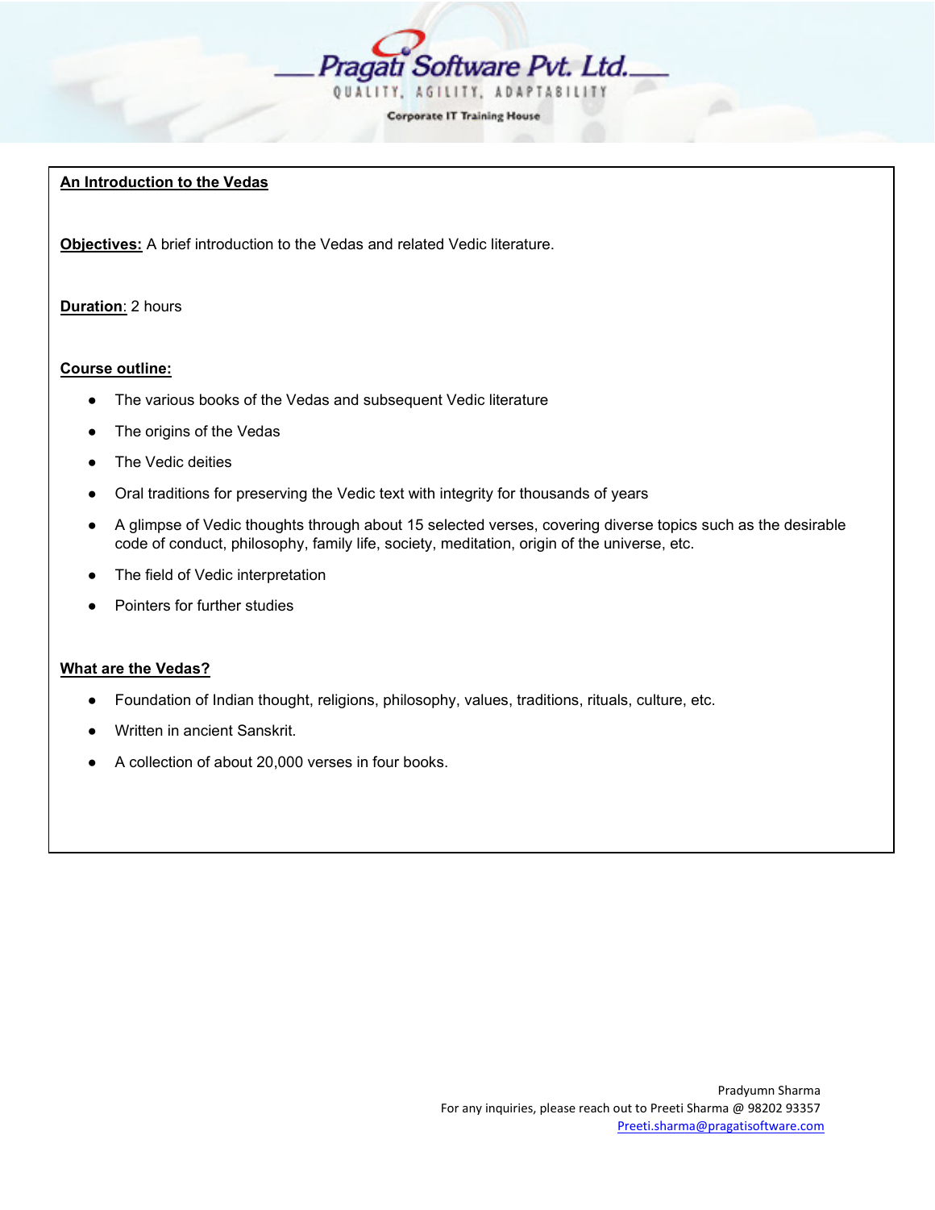## An Introduction to the Vedas

**Objectives:** A brief introduction to the Vedas and related Vedic literature.

**Duration**: 2 hours

**Course outline:**

- The various books of the Vedas and subsequent Vedic literature
- The origins of the Vedas
- The Vedic deities
- Oral traditions for preserving the Vedic text with integrity for thousands of years
- A glimpse of Vedic thoughts through about 15 selected verses, covering diverse topics such as the desirable code of conduct, philosophy, family life, society, meditation, origin of the universe, etc.
- The field of Vedic interpretation
- Pointers for further studies

**What are the Vedas?**

- Foundation of Indian thought, religions, philosophy, values, traditions, rituals, culture, etc.
- Written in ancient Sanskrit.
- A collection of about 20,000 verses in four books.

Pradyumn Sharma
For any inquiries, please reach out to Preeti Sharma @ 98202 93357
Preeti.sharma@pragatisoftware.com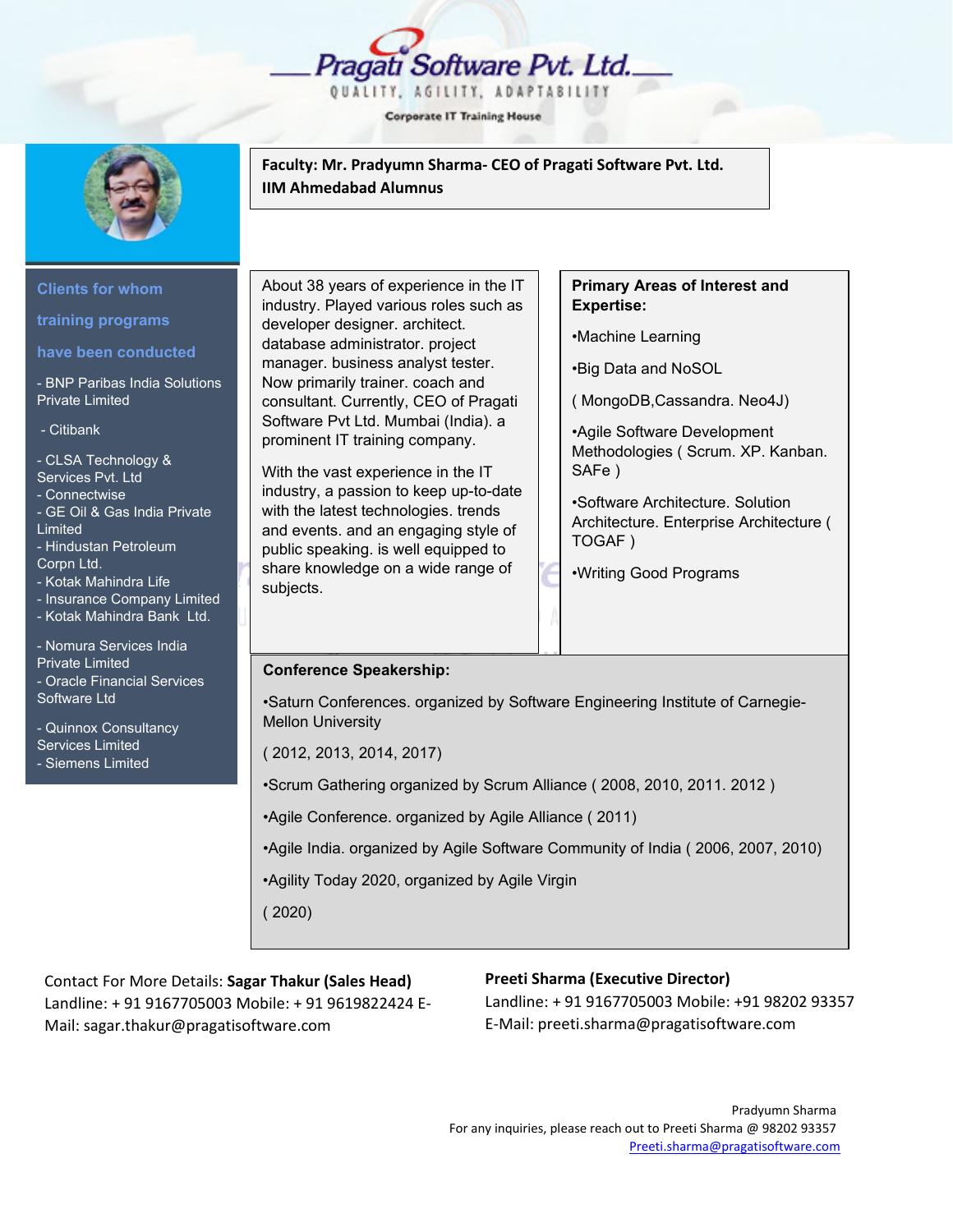# Pragati Software Pvt. Ltd.

QUALITY, AGILITY, ADAPTABILITY

Corporate IT Training House

**Faculty: Mr. Pradyumn Sharma- CEO of Pragati Software Pvt. Ltd.**
**IIM Ahmedabad Alumnus**

## Clients for whom training programs have been conducted

- BNP Paribas India Solutions Private Limited
- Citibank
- CLSA Technology & Services Pvt. Ltd
- Connectwise
- GE Oil & Gas India Private Limited
- Hindustan Petroleum Corpn Ltd.
- Kotak Mahindra Life
- Insurance Company Limited
- Kotak Mahindra Bank Ltd.
- Nomura Services India Private Limited
- Oracle Financial Services Software Ltd
- Quinnox Consultancy Services Limited
- Siemens Limited

About 38 years of experience in the IT industry. Played various roles such as developer designer. architect. database administrator. project manager. business analyst tester. Now primarily trainer. coach and consultant. Currently, CEO of Pragati Software Pvt Ltd. Mumbai (India). a prominent IT training company.

With the vast experience in the IT industry, a passion to keep up-to-date with the latest technologies. trends and events. and an engaging style of public speaking. is well equipped to share knowledge on a wide range of subjects.

**Primary Areas of Interest and Expertise:**

•Machine Learning

•Big Data and NoSOL

( MongoDB,Cassandra. Neo4J)

•Agile Software Development Methodologies ( Scrum. XP. Kanban. SAFe )

•Software Architecture. Solution Architecture. Enterprise Architecture ( TOGAF )

•Writing Good Programs

**Conference Speakership:**

•Saturn Conferences. organized by Software Engineering Institute of Carnegie-Mellon University

( 2012, 2013, 2014, 2017)

•Scrum Gathering organized by Scrum Alliance ( 2008, 2010, 2011. 2012 )

•Agile Conference. organized by Agile Alliance ( 2011)

•Agile India. organized by Agile Software Community of India ( 2006, 2007, 2010)

•Agility Today 2020, organized by Agile Virgin

( 2020)

Contact For More Details: **Sagar Thakur (Sales Head)**
Landline: + 91 9167705003 Mobile: + 91 9619822424 E-Mail: sagar.thakur@pragatisoftware.com

**Preeti Sharma (Executive Director)**
Landline: + 91 9167705003 Mobile: +91 98202 93357
E-Mail: preeti.sharma@pragatisoftware.com

Pradyumn Sharma
For any inquiries, please reach out to Preeti Sharma @ 98202 93357
Preeti.sharma@pragatisoftware.com